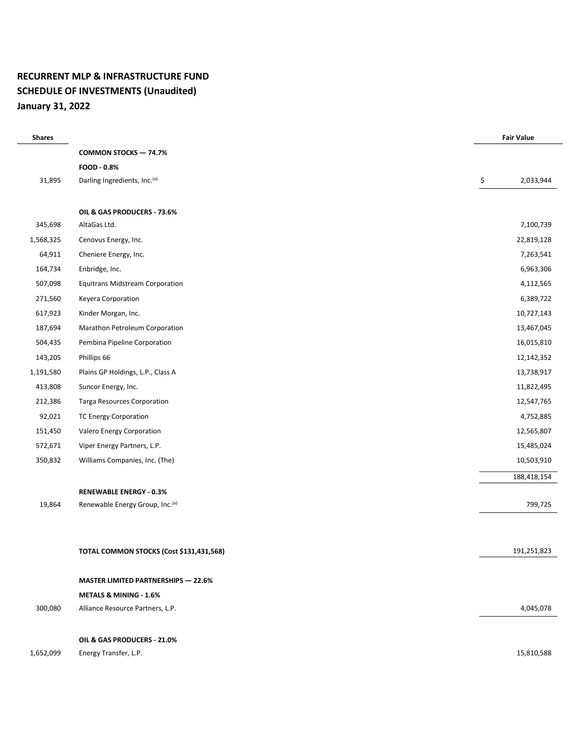**RECURRENT MLP & INFRASTRUCTURE FUND**
**SCHEDULE OF INVESTMENTS (Unaudited)**
**January 31, 2022**

| Shares | | Fair Value |
|---|---|---|
| | **COMMON STOCKS — 74.7%** | |
| | **FOOD - 0.8%** | |
| 31,895 | Darling Ingredients, Inc.[a] | $ 2,033,944 |
| | | |
| | **OIL & GAS PRODUCERS - 73.6%** | |
| 345,698 | AltaGas Ltd. | 7,100,739 |
| 1,568,325 | Cenovus Energy, Inc. | 22,819,128 |
| 64,911 | Cheniere Energy, Inc. | 7,263,541 |
| 164,734 | Enbridge, Inc. | 6,963,306 |
| 507,098 | Equitrans Midstream Corporation | 4,112,565 |
| 271,560 | Keyera Corporation | 6,389,722 |
| 617,923 | Kinder Morgan, Inc. | 10,727,143 |
| 187,694 | Marathon Petroleum Corporation | 13,467,045 |
| 504,435 | Pembina Pipeline Corporation | 16,015,810 |
| 143,205 | Phillips 66 | 12,142,352 |
| 1,191,580 | Plains GP Holdings, L.P., Class A | 13,738,917 |
| 413,808 | Suncor Energy, Inc. | 11,822,495 |
| 212,386 | Targa Resources Corporation | 12,547,765 |
| 92,021 | TC Energy Corporation | 4,752,885 |
| 151,450 | Valero Energy Corporation | 12,565,807 |
| 572,671 | Viper Energy Partners, L.P. | 15,485,024 |
| 350,832 | Williams Companies, Inc. (The) | 10,503,910 |
| | | 188,418,154 |
| | **RENEWABLE ENERGY - 0.3%** | |
| 19,864 | Renewable Energy Group, Inc.[a] | 799,725 |
| | | |
| | **TOTAL COMMON STOCKS (Cost $131,431,568)** | 191,251,823 |
| | | |
| | **MASTER LIMITED PARTNERSHIPS — 22.6%** | |
| | **METALS & MINING - 1.6%** | |
| 300,080 | Alliance Resource Partners, L.P. | 4,045,078 |
| | | |
| | **OIL & GAS PRODUCERS - 21.0%** | |
| 1,652,099 | Energy Transfer, L.P. | 15,810,588 |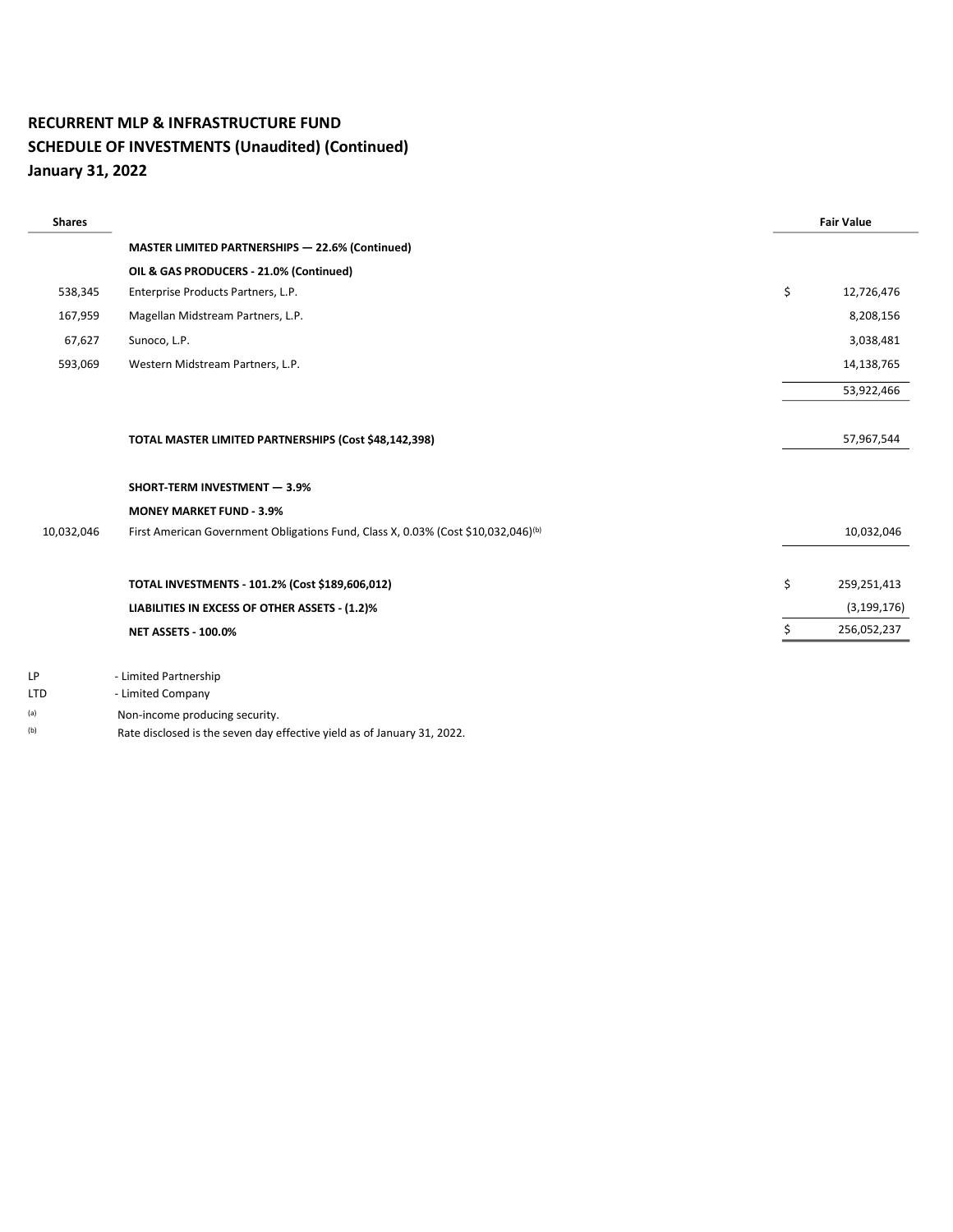**RECURRENT MLP & INFRASTRUCTURE FUND**
**SCHEDULE OF INVESTMENTS (Unaudited) (Continued)**
**January 31, 2022**

| Shares | | | Fair Value |
|---|---|---|---|
| | **MASTER LIMITED PARTNERSHIPS — 22.6% (Continued)** | | |
| | **OIL & GAS PRODUCERS - 21.0% (Continued)** | | |
| 538,345 | Enterprise Products Partners, L.P. | $ | 12,726,476 |
| 167,959 | Magellan Midstream Partners, L.P. | | 8,208,156 |
| 67,627 | Sunoco, L.P. | | 3,038,481 |
| 593,069 | Western Midstream Partners, L.P. | | 14,138,765 |
| | | | 53,922,466 |
| | **TOTAL MASTER LIMITED PARTNERSHIPS (Cost $48,142,398)** | | 57,967,544 |
| | **SHORT-TERM INVESTMENT — 3.9%** | | |
| | **MONEY MARKET FUND - 3.9%** | | |
| 10,032,046 | First American Government Obligations Fund, Class X, 0.03% (Cost $10,032,046)[(b)] | | 10,032,046 |
| | **TOTAL INVESTMENTS - 101.2% (Cost $189,606,012)** | $ | 259,251,413 |
| | **LIABILITIES IN EXCESS OF OTHER ASSETS - (1.2)%** | | (3,199,176) |
| | **NET ASSETS - 100.0%** | $ | 256,052,237 |

LP - Limited Partnership
LTD - Limited Company
(a) Non-income producing security.
(b) Rate disclosed is the seven day effective yield as of January 31, 2022.